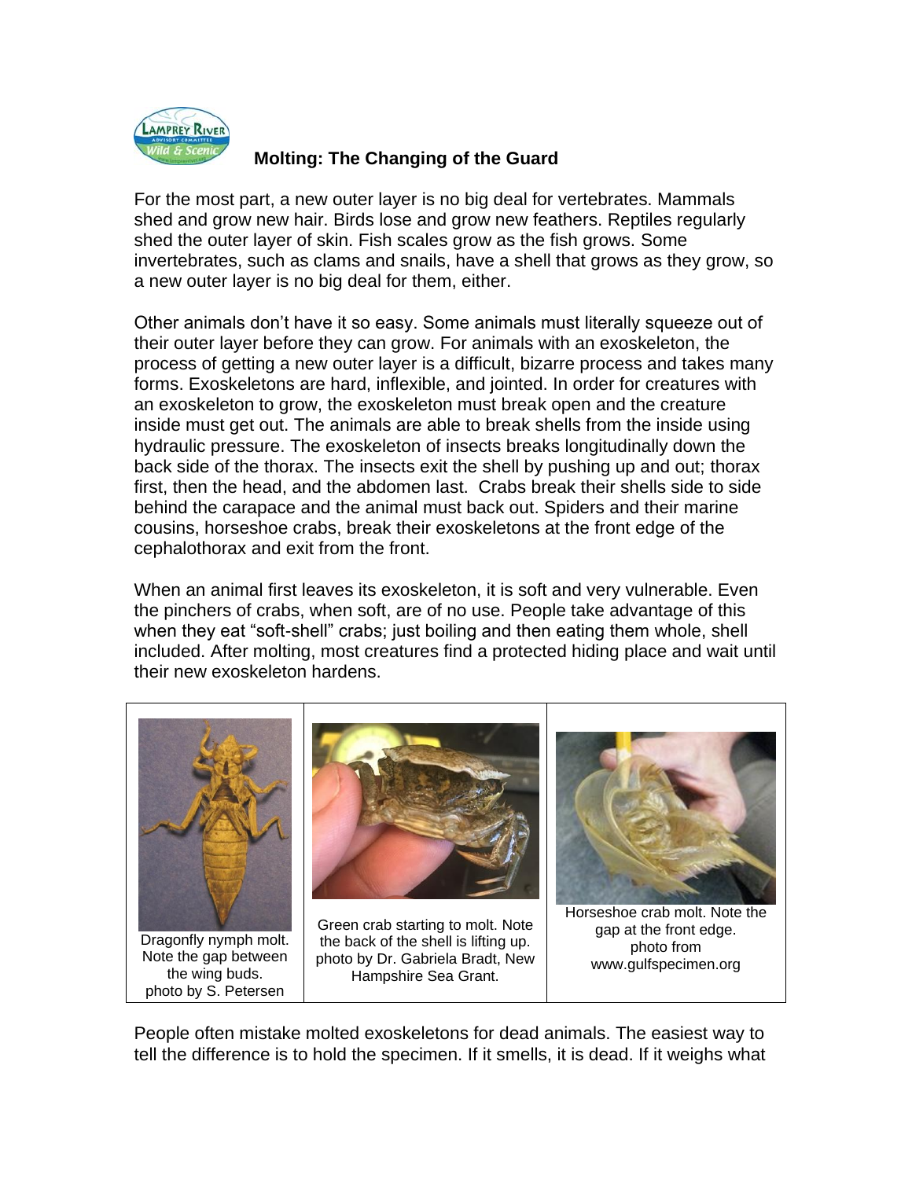## Molting: The Changing of the Guard

For the most part, a new outer layer is no big deal for vertebrates. Mammals shed and grow new hair. Birds lose and grow new feathers. Reptiles regularly shed the outer layer of skin. Fish scales grow as the fish grows. Some invertebrates, such as clams and snails, have a shell that grows as they grow, so a new outer layer is no big deal for them, either.

Other animals don't have it so easy. Some animals must literally squeeze out of their outer layer before they can grow. For animals with an exoskeleton, the process of getting a new outer layer is a difficult, bizarre process and takes many forms. Exoskeletons are hard, inflexible, and jointed. In order for creatures with an exoskeleton to grow, the exoskeleton must break open and the creature inside must get out. The animals are able to break shells from the inside using hydraulic pressure. The exoskeleton of insects breaks longitudinally down the back side of the thorax. The insects exit the shell by pushing up and out; thorax first, then the head, and the abdomen last. Crabs break their shells side to side behind the carapace and the animal must back out. Spiders and their marine cousins, horseshoe crabs, break their exoskeletons at the front edge of the cephalothorax and exit from the front.

When an animal first leaves its exoskeleton, it is soft and very vulnerable. Even the pinchers of crabs, when soft, are of no use. People take advantage of this when they eat "soft-shell" crabs; just boiling and then eating them whole, shell included. After molting, most creatures find a protected hiding place and wait until their new exoskeleton hardens.

| Dragonfly nymph molt. Note the gap between the wing buds. photo by S. Petersen | Green crab starting to molt. Note the back of the shell is lifting up. photo by Dr. Gabriela Bradt, New Hampshire Sea Grant. | Horseshoe crab molt. Note the gap at the front edge. photo from www.gulfspecimen.org |
| --- | --- | --- |

People often mistake molted exoskeletons for dead animals. The easiest way to tell the difference is to hold the specimen. If it smells, it is dead. If it weighs what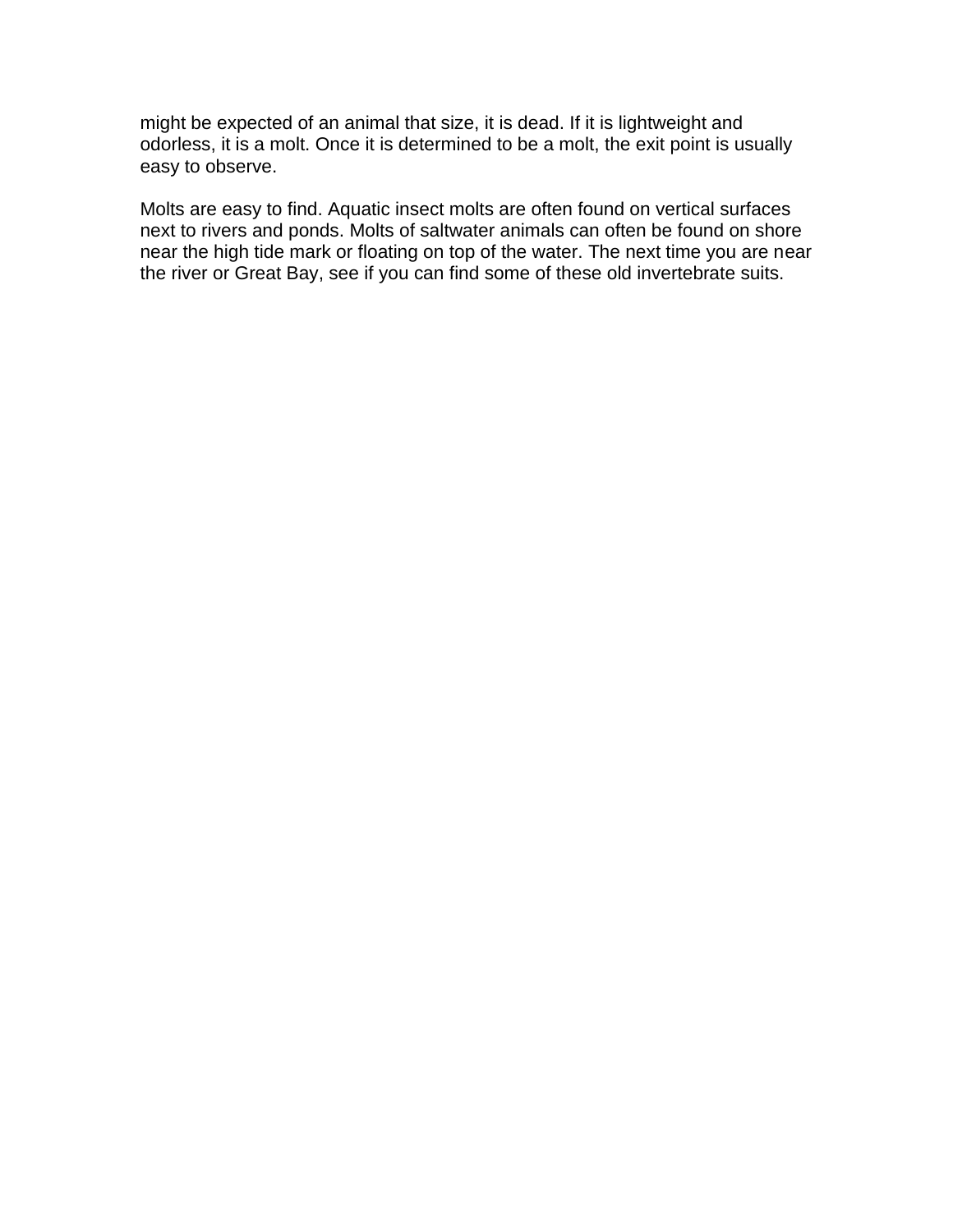might be expected of an animal that size, it is dead. If it is lightweight and odorless, it is a molt. Once it is determined to be a molt, the exit point is usually easy to observe.

Molts are easy to find. Aquatic insect molts are often found on vertical surfaces next to rivers and ponds. Molts of saltwater animals can often be found on shore near the high tide mark or floating on top of the water. The next time you are near the river or Great Bay, see if you can find some of these old invertebrate suits.